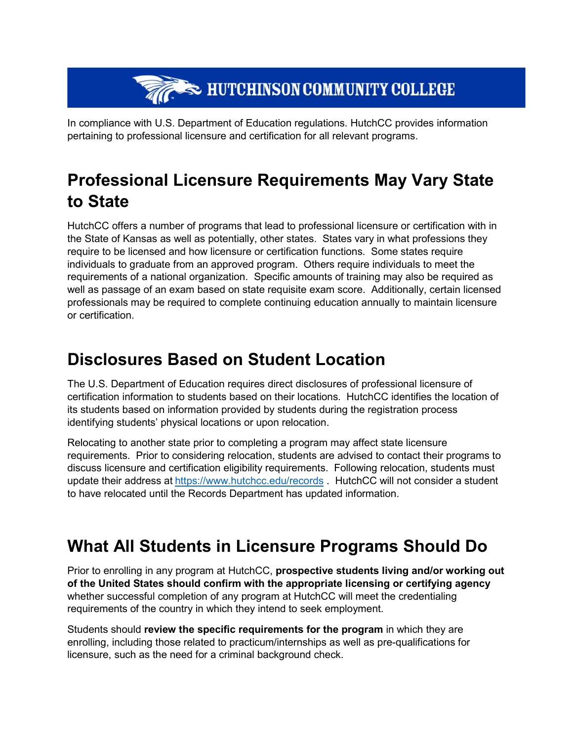# HUTCHINSON COMMUNITY COLLEGE

In compliance with U.S. Department of Education regulations. HutchCC provides information pertaining to professional licensure and certification for all relevant programs.

## Professional Licensure Requirements May Vary State to State

HutchCC offers a number of programs that lead to professional licensure or certification with in the State of Kansas as well as potentially, other states. States vary in what professions they require to be licensed and how licensure or certification functions. Some states require individuals to graduate from an approved program. Others require individuals to meet the requirements of a national organization. Specific amounts of training may also be required as well as passage of an exam based on state requisite exam score. Additionally, certain licensed professionals may be required to complete continuing education annually to maintain licensure or certification.

## Disclosures Based on Student Location

The U.S. Department of Education requires direct disclosures of professional licensure of certification information to students based on their locations. HutchCC identifies the location of its students based on information provided by students during the registration process identifying students' physical locations or upon relocation.

Relocating to another state prior to completing a program may affect state licensure requirements. Prior to considering relocation, students are advised to contact their programs to discuss licensure and certification eligibility requirements. Following relocation, students must update their address at [https://www.hutchcc.edu/records](https://www.hutchcc.edu/records) . HutchCC will not consider a student to have relocated until the Records Department has updated information.

## What All Students in Licensure Programs Should Do

Prior to enrolling in any program at HutchCC, **prospective students living and/or working out of the United States should confirm with the appropriate licensing or certifying agency** whether successful completion of any program at HutchCC will meet the credentialing requirements of the country in which they intend to seek employment.

Students should **review the specific requirements for the program** in which they are enrolling, including those related to practicum/internships as well as pre-qualifications for licensure, such as the need for a criminal background check.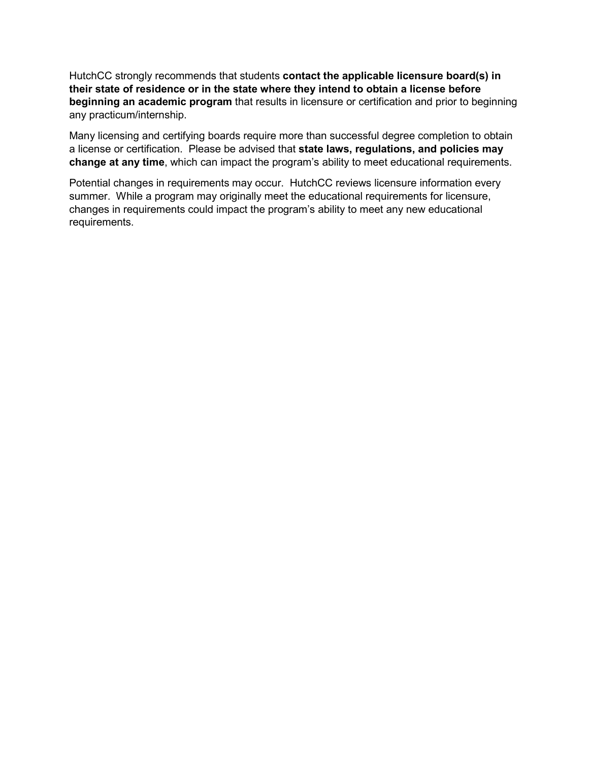HutchCC strongly recommends that students **contact the applicable licensure board(s) in their state of residence or in the state where they intend to obtain a license before beginning an academic program** that results in licensure or certification and prior to beginning any practicum/internship.

Many licensing and certifying boards require more than successful degree completion to obtain a license or certification. Please be advised that **state laws, regulations, and policies may change at any time**, which can impact the program's ability to meet educational requirements.

Potential changes in requirements may occur. HutchCC reviews licensure information every summer. While a program may originally meet the educational requirements for licensure, changes in requirements could impact the program's ability to meet any new educational requirements.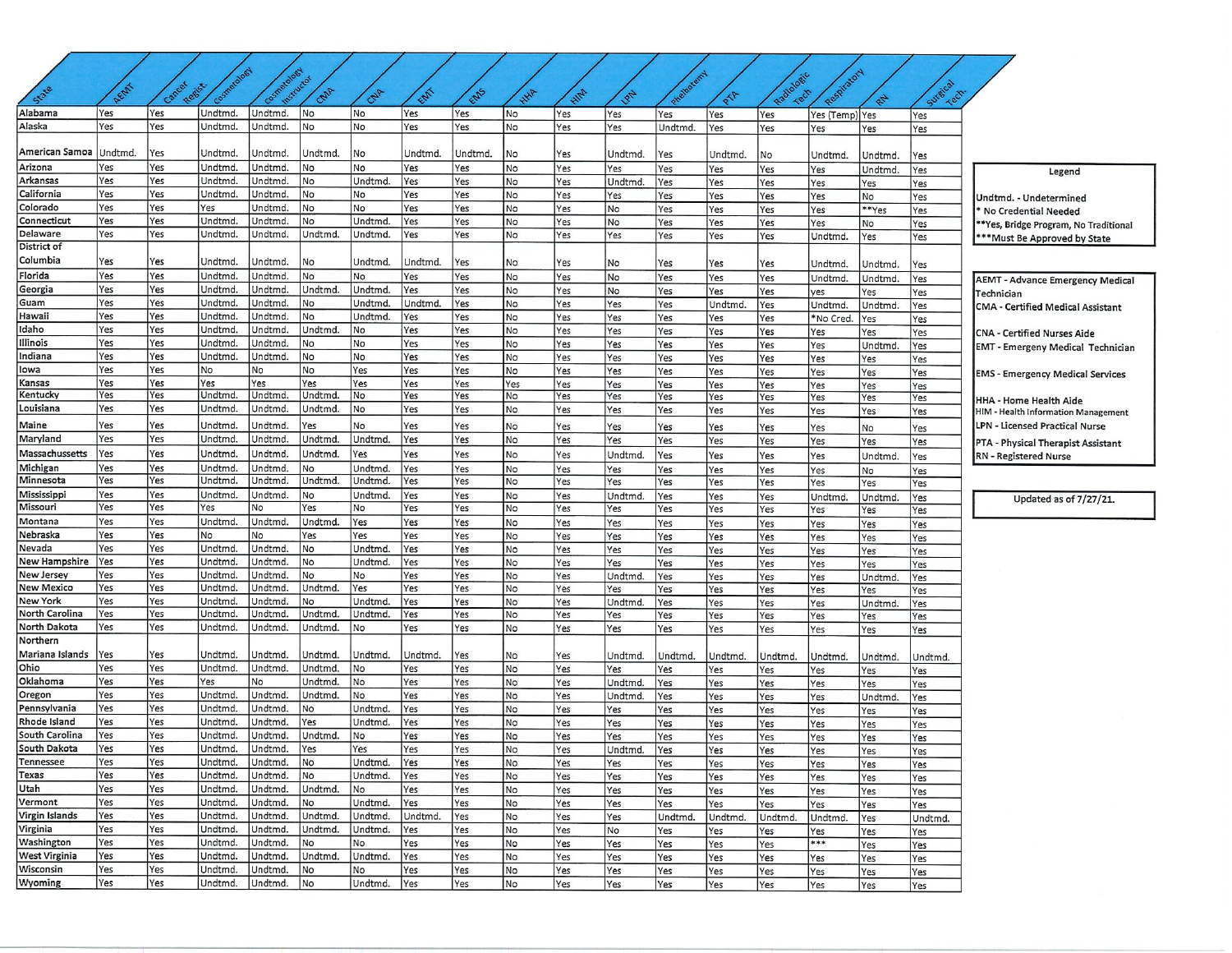| State | AEMT | Cancer Regist. | Cosmetology | Cosmetology Instructor | CMA | CNA | EMT | EMS | HHA | HIM | LPN | Phlebotomy | PTA | Radiologic Tech | Respiratory | RN | Surgical Tech. |
|---|---|---|---|---|---|---|---|---|---|---|---|---|---|---|---|---|---|
| Alabama | Yes | Yes | Undtmd. | Undtmd. | No | No | Yes | Yes | No | Yes | Yes | Yes | Yes | Yes | Yes (Temp) | Yes | Yes |
| Alaska | Yes | Yes | Undtmd. | Undtmd. | No | No | Yes | Yes | No | Yes | Yes | Undtmd. | Yes | Yes | Yes | Yes | Yes |
| American Samoa | Undtmd. | Yes | Undtmd. | Undtmd. | Undtmd. | No | Undtmd. | Undtmd. | No | Yes | Undtmd. | Yes | Undtmd. | No | Undtmd. | Undtmd. | Yes |
| Arizona | Yes | Yes | Undtmd. | Undtmd. | No | No | Yes | Yes | No | Yes | Yes | Yes | Yes | Yes | Yes | Undtmd. | Yes |
| Arkansas | Yes | Yes | Undtmd. | Undtmd. | No | Undtmd. | Yes | Yes | No | Yes | Undtmd. | Yes | Yes | Yes | Yes | Yes | Yes |
| California | Yes | Yes | Undtmd. | Undtmd. | No | No | Yes | Yes | No | Yes | Yes | Yes | Yes | Yes | Yes | No | Yes |
| Colorado | Yes | Yes | Yes | Undtmd. | No | No | Yes | Yes | No | Yes | No | Yes | Yes | Yes | Yes | **Yes | Yes |
| Connecticut | Yes | Yes | Undtmd. | Undtmd. | No | Undtmd. | Yes | Yes | No | Yes | No | Yes | Yes | Yes | Yes | No | Yes |
| Delaware | Yes | Yes | Undtmd. | Undtmd. | Undtmd. | Undtmd. | Yes | Yes | No | Yes | Yes | Yes | Yes | Yes | Undtmd. | Yes | Yes |
| District of Columbia | Yes | Yes | Undtmd. | Undtmd. | No | Undtmd. | Undtmd. | Yes | No | Yes | No | Yes | Yes | Yes | Undtmd. | Undtmd. | Yes |
| Florida | Yes | Yes | Undtmd. | Undtmd. | No | No | Yes | Yes | No | Yes | No | Yes | Yes | Yes | Undtmd. | Undtmd. | Yes |
| Georgia | Yes | Yes | Undtmd. | Undtmd. | Undtmd. | Undtmd. | Yes | Yes | No | Yes | No | Yes | Yes | Yes | yes | Yes | Yes |
| Guam | Yes | Yes | Undtmd. | Undtmd. | No | Undtmd. | Undtmd. | Yes | No | Yes | Yes | Yes | Undtmd. | Yes | Undtmd. | Undtmd. | Yes |
| Hawaii | Yes | Yes | Undtmd. | Undtmd. | No | Undtmd. | Yes | Yes | No | Yes | Yes | Yes | Yes | Yes | *No Cred. | Yes | Yes |
| Idaho | Yes | Yes | Undtmd. | Undtmd. | Undtmd. | No | Yes | Yes | No | Yes | Yes | Yes | Yes | Yes | Yes | Yes | Yes |
| Illinois | Yes | Yes | Undtmd. | Undtmd. | No | No | Yes | Yes | No | Yes | Yes | Yes | Yes | Yes | Yes | Undtmd. | Yes |
| Indiana | Yes | Yes | Undtmd. | Undtmd. | No | No | Yes | Yes | No | Yes | Yes | Yes | Yes | Yes | Yes | Yes | Yes |
| Iowa | Yes | Yes | No | No | No | Yes | Yes | Yes | No | Yes | Yes | Yes | Yes | Yes | Yes | Yes | Yes |
| Kansas | Yes | Yes | Yes | Yes | Yes | Yes | Yes | Yes | Yes | Yes | Yes | Yes | Yes | Yes | Yes | Yes | Yes |
| Kentucky | Yes | Yes | Undtmd. | Undtmd. | Undtmd. | No | Yes | Yes | No | Yes | Yes | Yes | Yes | Yes | Yes | Yes | Yes |
| Louisiana | Yes | Yes | Undtmd. | Undtmd. | Undtmd. | No | Yes | Yes | No | Yes | Yes | Yes | Yes | Yes | Yes | Yes | Yes |
| Maine | Yes | Yes | Undtmd. | Undtmd. | Yes | No | Yes | Yes | No | Yes | Yes | Yes | Yes | Yes | Yes | No | Yes |
| Maryland | Yes | Yes | Undtmd. | Undtmd. | Undtmd. | Undtmd. | Yes | Yes | No | Yes | Yes | Yes | Yes | Yes | Yes | Yes | Yes |
| Massachussetts | Yes | Yes | Undtmd. | Undtmd. | Undtmd. | Yes | Yes | Yes | No | Yes | Undtmd. | Yes | Yes | Yes | Yes | Undtmd. | Yes |
| Michigan | Yes | Yes | Undtmd. | Undtmd. | No | Undtmd. | Yes | Yes | No | Yes | Yes | Yes | Yes | Yes | Yes | No | Yes |
| Minnesota | Yes | Yes | Undtmd. | Undtmd. | Undtmd. | Undtmd. | Yes | Yes | No | Yes | Yes | Yes | Yes | Yes | Yes | Yes | Yes |
| Mississippi | Yes | Yes | Undtmd. | Undtmd. | No | Undtmd. | Yes | Yes | No | Yes | Undtmd. | Yes | Yes | Yes | Undtmd. | Undtmd. | Yes |
| Missouri | Yes | Yes | Yes | No | Yes | No | Yes | Yes | No | Yes | Yes | Yes | Yes | Yes | Yes | Yes | Yes |
| Montana | Yes | Yes | Undtmd. | Undtmd. | Undtmd. | Yes | Yes | Yes | No | Yes | Yes | Yes | Yes | Yes | Yes | Yes | Yes |
| Nebraska | Yes | Yes | No | No | Yes | Yes | Yes | Yes | No | Yes | Yes | Yes | Yes | Yes | Yes | Yes | Yes |
| Nevada | Yes | Yes | Undtmd. | Undtmd. | No | Undtmd. | Yes | Yes | No | Yes | Yes | Yes | Yes | Yes | Yes | Yes | Yes |
| New Hampshire | Yes | Yes | Undtmd. | Undtmd. | No | Undtmd. | Yes | Yes | No | Yes | Yes | Yes | Yes | Yes | Yes | Yes | Yes |
| New Jersey | Yes | Yes | Undtmd. | Undtmd. | No | No | Yes | Yes | No | Yes | Undtmd. | Yes | Yes | Yes | Yes | Undtmd. | Yes |
| New Mexico | Yes | Yes | Undtmd. | Undtmd. | Undtmd. | Yes | Yes | Yes | No | Yes | Yes | Yes | Yes | Yes | Yes | Yes | Yes |
| New York | Yes | Yes | Undtmd. | Undtmd. | No | Undtmd. | Yes | Yes | No | Yes | Undtmd. | Yes | Yes | Yes | Yes | Undtmd. | Yes |
| North Carolina | Yes | Yes | Undtmd. | Undtmd. | Undtmd. | Undtmd. | Yes | Yes | No | Yes | Yes | Yes | Yes | Yes | Yes | Yes | Yes |
| North Dakota | Yes | Yes | Undtmd. | Undtmd. | Undtmd. | No | Yes | Yes | No | Yes | Yes | Yes | Yes | Yes | Yes | Yes | Yes |
| Northern Mariana Islands | Yes | Yes | Undtmd. | Undtmd. | Undtmd. | Undtmd. | Undtmd. | Yes | No | Yes | Undtmd. | Undtmd. | Undtmd. | Undtmd. | Undtmd. | Undtmd. | Undtmd. |
| Ohio | Yes | Yes | Undtmd. | Undtmd. | Undtmd. | No | Yes | Yes | No | Yes | Yes | Yes | Yes | Yes | Yes | Yes | Yes |
| Oklahoma | Yes | Yes | Yes | No | Undtmd. | No | Yes | Yes | No | Yes | Undtmd. | Yes | Yes | Yes | Yes | Yes | Yes |
| Oregon | Yes | Yes | Undtmd. | Undtmd. | Undtmd. | No | Yes | Yes | No | Yes | Undtmd. | Yes | Yes | Yes | Yes | Undtmd. | Yes |
| Pennsylvania | Yes | Yes | Undtmd. | Undtmd. | No | Undtmd. | Yes | Yes | No | Yes | Yes | Yes | Yes | Yes | Yes | Yes | Yes |
| Rhode Island | Yes | Yes | Undtmd. | Undtmd. | Yes | Undtmd. | Yes | Yes | No | Yes | Yes | Yes | Yes | Yes | Yes | Yes | Yes |
| South Carolina | Yes | Yes | Undtmd. | Undtmd. | Undtmd. | No | Yes | Yes | No | Yes | Yes | Yes | Yes | Yes | Yes | Yes | Yes |
| South Dakota | Yes | Yes | Undtmd. | Undtmd. | Yes | Yes | Yes | Yes | No | Yes | Undtmd. | Yes | Yes | Yes | Yes | Yes | Yes |
| Tennessee | Yes | Yes | Undtmd. | Undtmd. | No | Undtmd. | Yes | Yes | No | Yes | Yes | Yes | Yes | Yes | Yes | Yes | Yes |
| Texas | Yes | Yes | Undtmd. | Undtmd. | No | Undtmd. | Yes | Yes | No | Yes | Yes | Yes | Yes | Yes | Yes | Yes | Yes |
| Utah | Yes | Yes | Undtmd. | Undtmd. | Undtmd. | No | Yes | Yes | No | Yes | Yes | Yes | Yes | Yes | Yes | Yes | Yes |
| Vermont | Yes | Yes | Undtmd. | Undtmd. | No | Undtmd. | Yes | Yes | No | Yes | Yes | Yes | Yes | Yes | Yes | Yes | Yes |
| Virgin Islands | Yes | Yes | Undtmd. | Undtmd. | Undtmd. | Undtmd. | Undtmd. | Yes | No | Yes | Yes | Undtmd. | Undtmd. | Undtmd. | Undtmd. | Yes | Undtmd. |
| Virginia | Yes | Yes | Undtmd. | Undtmd. | Undtmd. | Undtmd. | Yes | Yes | No | Yes | No | Yes | Yes | Yes | Yes | Yes | Yes |
| Washington | Yes | Yes | Undtmd. | Undtmd. | No | No | Yes | Yes | No | Yes | Yes | Yes | Yes | Yes | *** | Yes | Yes |
| West Virginia | Yes | Yes | Undtmd. | Undtmd. | Undtmd. | Undtmd. | Yes | Yes | No | Yes | Yes | Yes | Yes | Yes | Yes | Yes | Yes |
| Wisconsin | Yes | Yes | Undtmd. | Undtmd. | No | No | Yes | Yes | No | Yes | Yes | Yes | Yes | Yes | Yes | Yes | Yes |
| Wyoming | Yes | Yes | Undtmd. | Undtmd. | No | Undtmd. | Yes | Yes | No | Yes | Yes | Yes | Yes | Yes | Yes | Yes | Yes |

**Legend**

Undtmd. - Undetermined
* No Credential Needed
**Yes, Bridge Program, No Traditional
***Must Be Approved by State

AEMT - Advance Emergency Medical Technician
CMA - Certified Medical Assistant

CNA - Certified Nurses Aide
EMT - Emergeny Medical Technician

EMS - Emergency Medical Services

HHA - Home Health Aide
HIM - Health Information Management
LPN - Licensed Practical Nurse
PTA - Physical Therapist Assistant
RN - Registered Nurse

Updated as of 7/27/21.